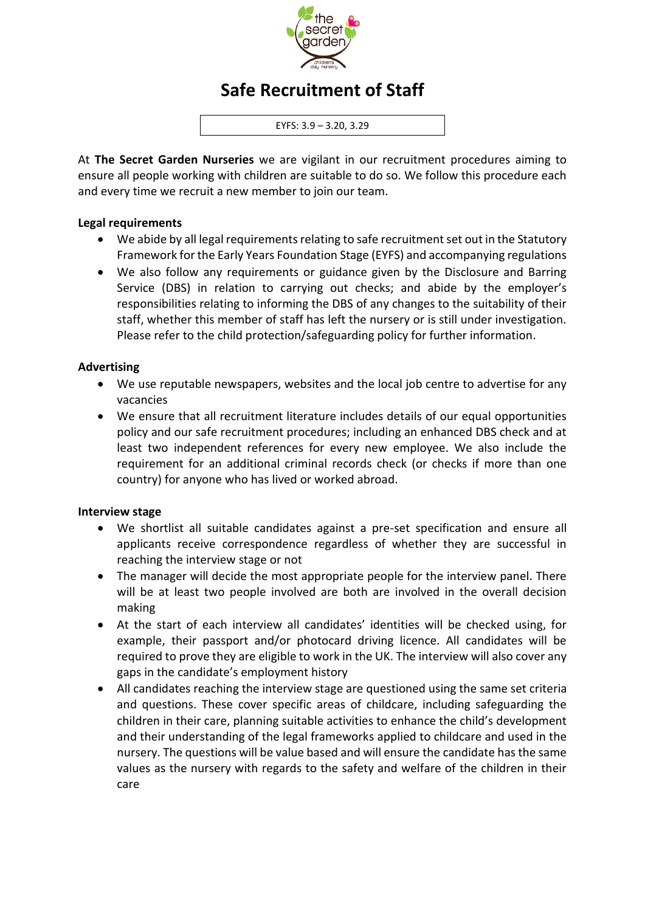# Safe Recruitment of Staff

EYFS: 3.9 – 3.20, 3.29

At **The Secret Garden Nurseries** we are vigilant in our recruitment procedures aiming to ensure all people working with children are suitable to do so. We follow this procedure each and every time we recruit a new member to join our team.

**Legal requirements**

- We abide by all legal requirements relating to safe recruitment set out in the Statutory Framework for the Early Years Foundation Stage (EYFS) and accompanying regulations
- We also follow any requirements or guidance given by the Disclosure and Barring Service (DBS) in relation to carrying out checks; and abide by the employer's responsibilities relating to informing the DBS of any changes to the suitability of their staff, whether this member of staff has left the nursery or is still under investigation. Please refer to the child protection/safeguarding policy for further information.

**Advertising**

- We use reputable newspapers, websites and the local job centre to advertise for any vacancies
- We ensure that all recruitment literature includes details of our equal opportunities policy and our safe recruitment procedures; including an enhanced DBS check and at least two independent references for every new employee. We also include the requirement for an additional criminal records check (or checks if more than one country) for anyone who has lived or worked abroad.

**Interview stage**

- We shortlist all suitable candidates against a pre-set specification and ensure all applicants receive correspondence regardless of whether they are successful in reaching the interview stage or not
- The manager will decide the most appropriate people for the interview panel. There will be at least two people involved are both are involved in the overall decision making
- At the start of each interview all candidates' identities will be checked using, for example, their passport and/or photocard driving licence. All candidates will be required to prove they are eligible to work in the UK. The interview will also cover any gaps in the candidate's employment history
- All candidates reaching the interview stage are questioned using the same set criteria and questions. These cover specific areas of childcare, including safeguarding the children in their care, planning suitable activities to enhance the child's development and their understanding of the legal frameworks applied to childcare and used in the nursery. The questions will be value based and will ensure the candidate has the same values as the nursery with regards to the safety and welfare of the children in their care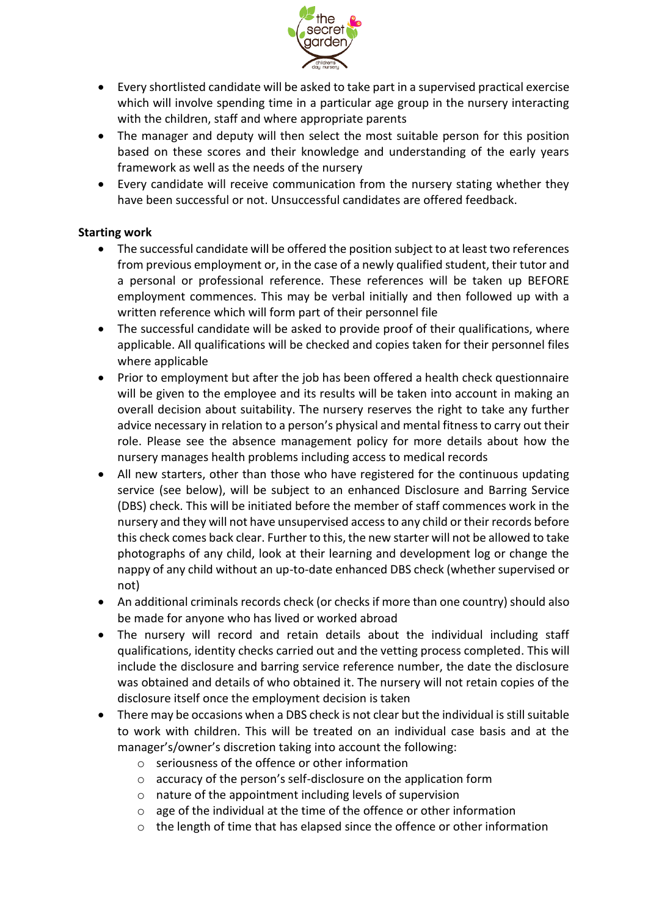- Every shortlisted candidate will be asked to take part in a supervised practical exercise which will involve spending time in a particular age group in the nursery interacting with the children, staff and where appropriate parents
- The manager and deputy will then select the most suitable person for this position based on these scores and their knowledge and understanding of the early years framework as well as the needs of the nursery
- Every candidate will receive communication from the nursery stating whether they have been successful or not. Unsuccessful candidates are offered feedback.

**Starting work**

- The successful candidate will be offered the position subject to at least two references from previous employment or, in the case of a newly qualified student, their tutor and a personal or professional reference. These references will be taken up BEFORE employment commences. This may be verbal initially and then followed up with a written reference which will form part of their personnel file
- The successful candidate will be asked to provide proof of their qualifications, where applicable. All qualifications will be checked and copies taken for their personnel files where applicable
- Prior to employment but after the job has been offered a health check questionnaire will be given to the employee and its results will be taken into account in making an overall decision about suitability. The nursery reserves the right to take any further advice necessary in relation to a person's physical and mental fitness to carry out their role. Please see the absence management policy for more details about how the nursery manages health problems including access to medical records
- All new starters, other than those who have registered for the continuous updating service (see below), will be subject to an enhanced Disclosure and Barring Service (DBS) check. This will be initiated before the member of staff commences work in the nursery and they will not have unsupervised access to any child or their records before this check comes back clear. Further to this, the new starter will not be allowed to take photographs of any child, look at their learning and development log or change the nappy of any child without an up-to-date enhanced DBS check (whether supervised or not)
- An additional criminals records check (or checks if more than one country) should also be made for anyone who has lived or worked abroad
- The nursery will record and retain details about the individual including staff qualifications, identity checks carried out and the vetting process completed. This will include the disclosure and barring service reference number, the date the disclosure was obtained and details of who obtained it. The nursery will not retain copies of the disclosure itself once the employment decision is taken
- There may be occasions when a DBS check is not clear but the individual is still suitable to work with children. This will be treated on an individual case basis and at the manager's/owner's discretion taking into account the following:
  - seriousness of the offence or other information
  - accuracy of the person's self-disclosure on the application form
  - nature of the appointment including levels of supervision
  - age of the individual at the time of the offence or other information
  - the length of time that has elapsed since the offence or other information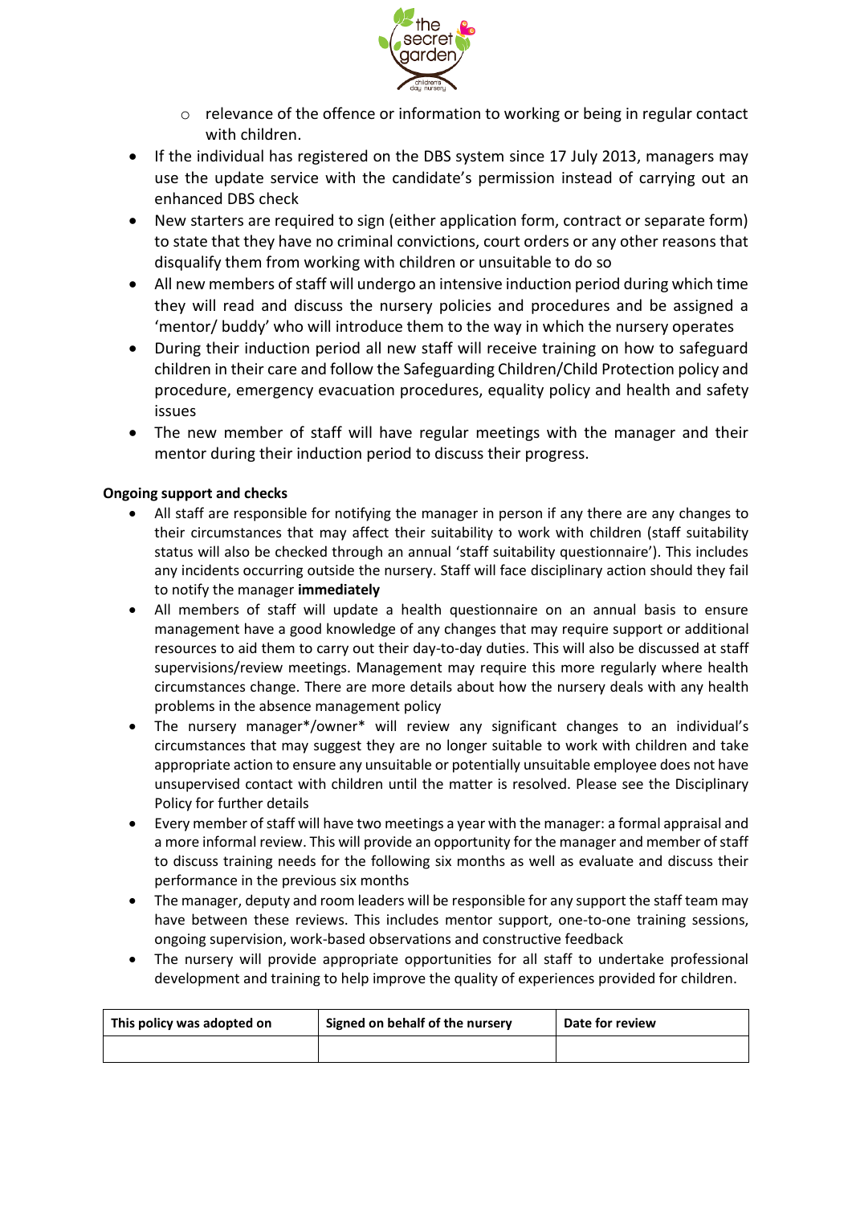- relevance of the offence or information to working or being in regular contact with children.

- If the individual has registered on the DBS system since 17 July 2013, managers may use the update service with the candidate's permission instead of carrying out an enhanced DBS check
- New starters are required to sign (either application form, contract or separate form) to state that they have no criminal convictions, court orders or any other reasons that disqualify them from working with children or unsuitable to do so
- All new members of staff will undergo an intensive induction period during which time they will read and discuss the nursery policies and procedures and be assigned a 'mentor/ buddy' who will introduce them to the way in which the nursery operates
- During their induction period all new staff will receive training on how to safeguard children in their care and follow the Safeguarding Children/Child Protection policy and procedure, emergency evacuation procedures, equality policy and health and safety issues
- The new member of staff will have regular meetings with the manager and their mentor during their induction period to discuss their progress.

**Ongoing support and checks**

- All staff are responsible for notifying the manager in person if any there are any changes to their circumstances that may affect their suitability to work with children (staff suitability status will also be checked through an annual 'staff suitability questionnaire'). This includes any incidents occurring outside the nursery. Staff will face disciplinary action should they fail to notify the manager **immediately**
- All members of staff will update a health questionnaire on an annual basis to ensure management have a good knowledge of any changes that may require support or additional resources to aid them to carry out their day-to-day duties. This will also be discussed at staff supervisions/review meetings. Management may require this more regularly where health circumstances change. There are more details about how the nursery deals with any health problems in the absence management policy
- The nursery manager*/owner* will review any significant changes to an individual's circumstances that may suggest they are no longer suitable to work with children and take appropriate action to ensure any unsuitable or potentially unsuitable employee does not have unsupervised contact with children until the matter is resolved. Please see the Disciplinary Policy for further details
- Every member of staff will have two meetings a year with the manager: a formal appraisal and a more informal review. This will provide an opportunity for the manager and member of staff to discuss training needs for the following six months as well as evaluate and discuss their performance in the previous six months
- The manager, deputy and room leaders will be responsible for any support the staff team may have between these reviews. This includes mentor support, one-to-one training sessions, ongoing supervision, work-based observations and constructive feedback
- The nursery will provide appropriate opportunities for all staff to undertake professional development and training to help improve the quality of experiences provided for children.

| This policy was adopted on | Signed on behalf of the nursery | Date for review |
| --- | --- | --- |
| | | |